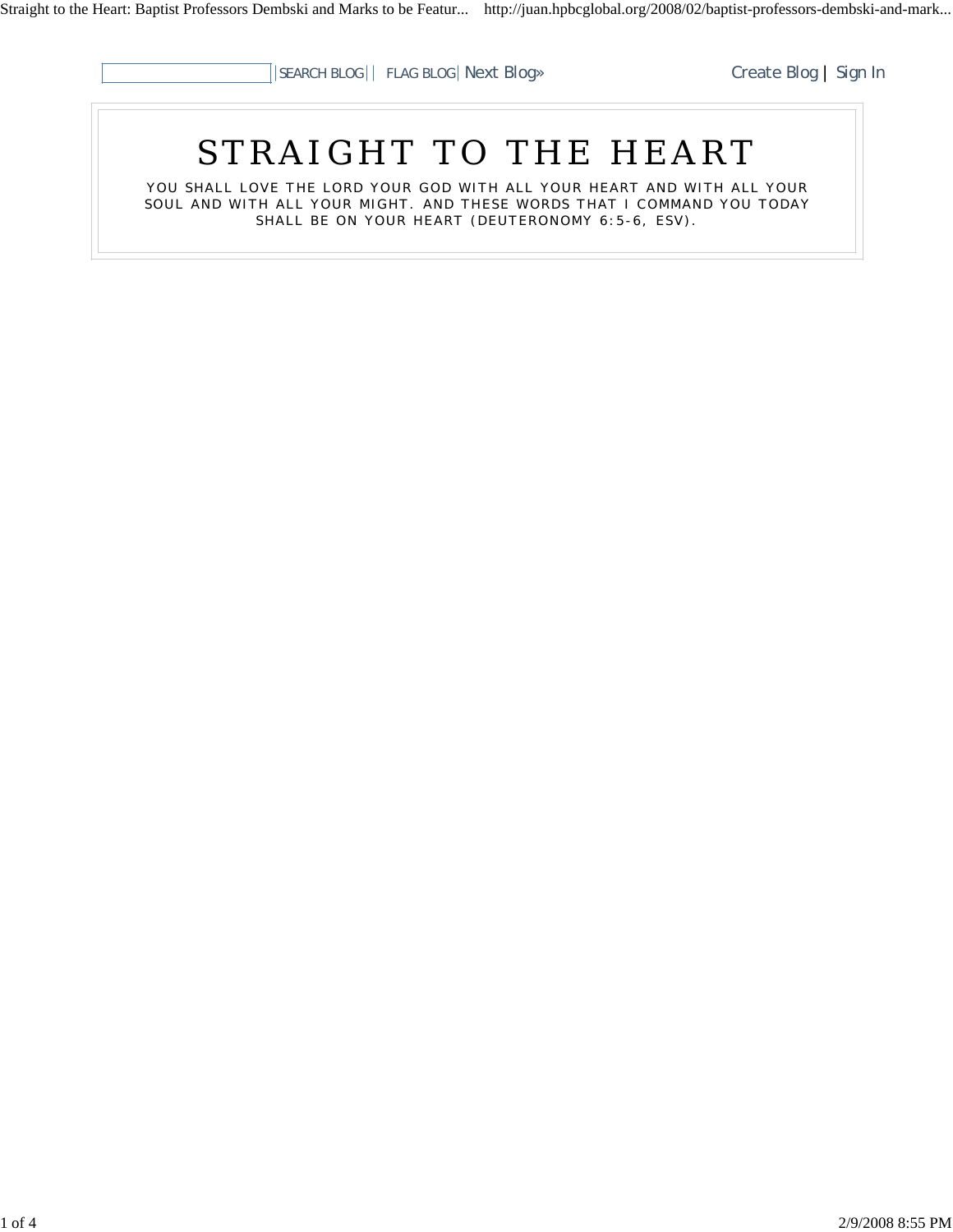SEARCH BLOG | FLAG BLOG | Next Blog» Create Blog | Sign In

# STRAIGHT TO THE HEART

YOU SHALL LOVE THE LORD YOUR GOD WITH ALL YOUR HEART AND WITH ALL YOUR SOUL AND WITH ALL YOUR MIGHT. AND THESE WORDS THAT I COMMAND YOU TODAY SHALL BE ON YOUR HEART (DEUTERONOMY 6:5-6, ESV).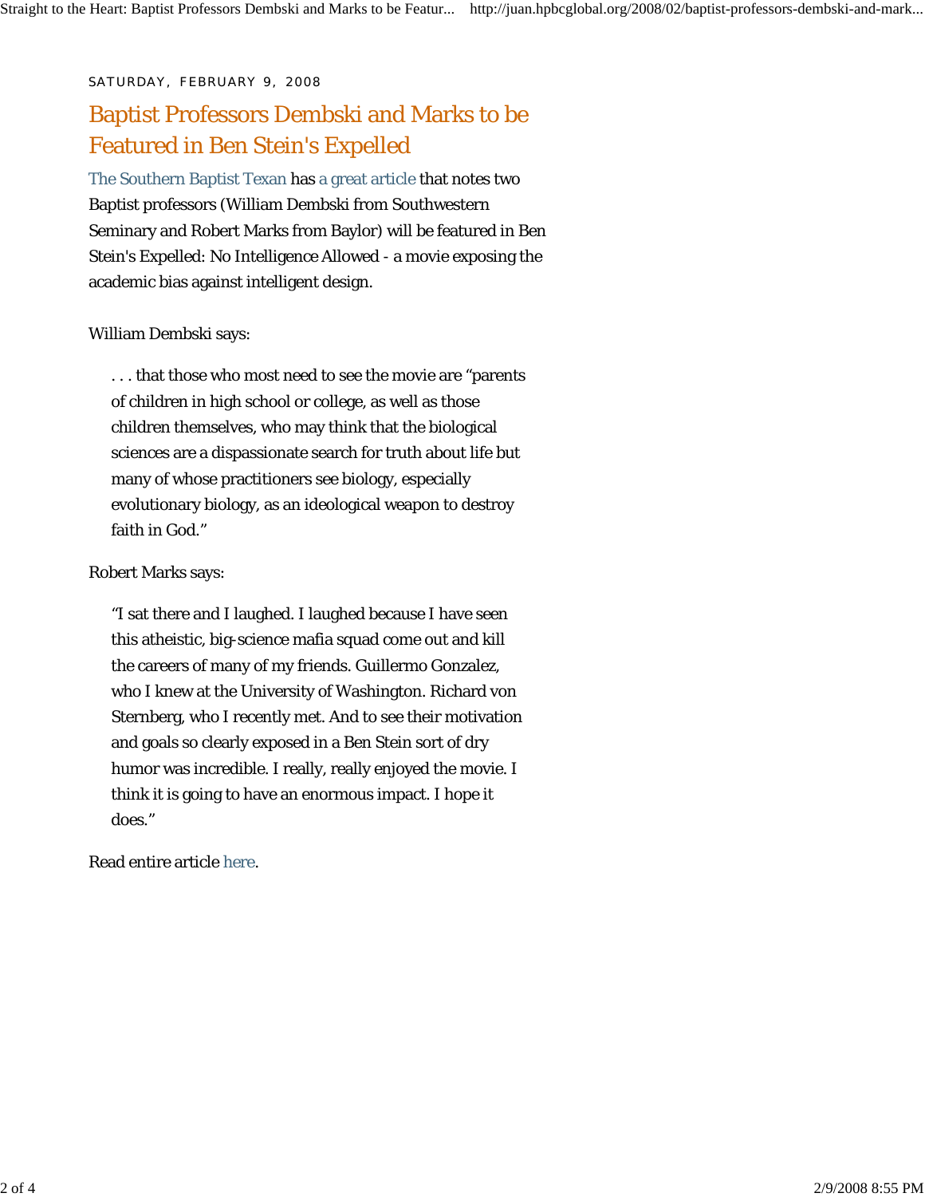SATURDAY, FEBRUARY 9, 2008

## Baptist Professors Dembski and Marks to be Featured in Ben Stein's Expelled

The Southern Baptist Texan has a great article that notes two Baptist professors (William Dembski from Southwestern Seminary and Robert Marks from Baylor) will be featured in Ben Stein's Expelled: No Intelligence Allowed - a movie exposing the academic bias against intelligent design.

William Dembski says:

> . . . that those who most need to see the movie are "parents of children in high school or college, as well as those children themselves, who may think that the biological sciences are a dispassionate search for truth about life but many of whose practitioners see biology, especially evolutionary biology, as an ideological weapon to destroy faith in God."

Robert Marks says:

> "I sat there and I laughed. I laughed because I have seen this atheistic, big-science mafia squad come out and kill the careers of many of my friends. Guillermo Gonzalez, who I knew at the University of Washington. Richard von Sternberg, who I recently met. And to see their motivation and goals so clearly exposed in a Ben Stein sort of dry humor was incredible. I really, really enjoyed the movie. I think it is going to have an enormous impact. I hope it does."

Read entire article here.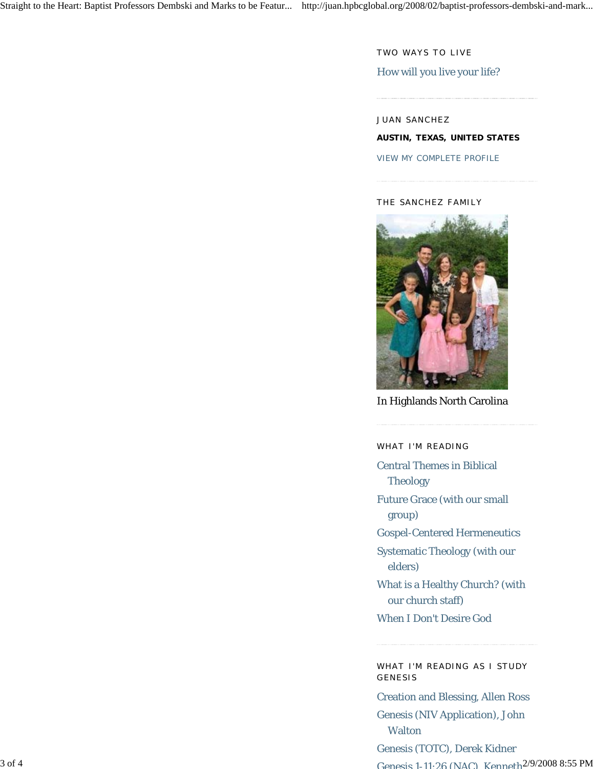## TWO WAYS TO LIVE

How will you live your life?

## JUAN SANCHEZ

**AUSTIN, TEXAS, UNITED STATES**

VIEW MY COMPLETE PROFILE

## THE SANCHEZ FAMILY

In Highlands North Carolina

## WHAT I'M READING

- Central Themes in Biblical Theology
- Future Grace (with our small group)
- Gospel-Centered Hermeneutics
- Systematic Theology (with our elders)
- What is a Healthy Church? (with our church staff)
- When I Don't Desire God

## WHAT I'M READING AS I STUDY GENESIS

- Creation and Blessing, Allen Ross
- Genesis (NIV Application), John Walton
- Genesis (TOTC), Derek Kidner
- Genesis 1-11:26 (NAC), Kenneth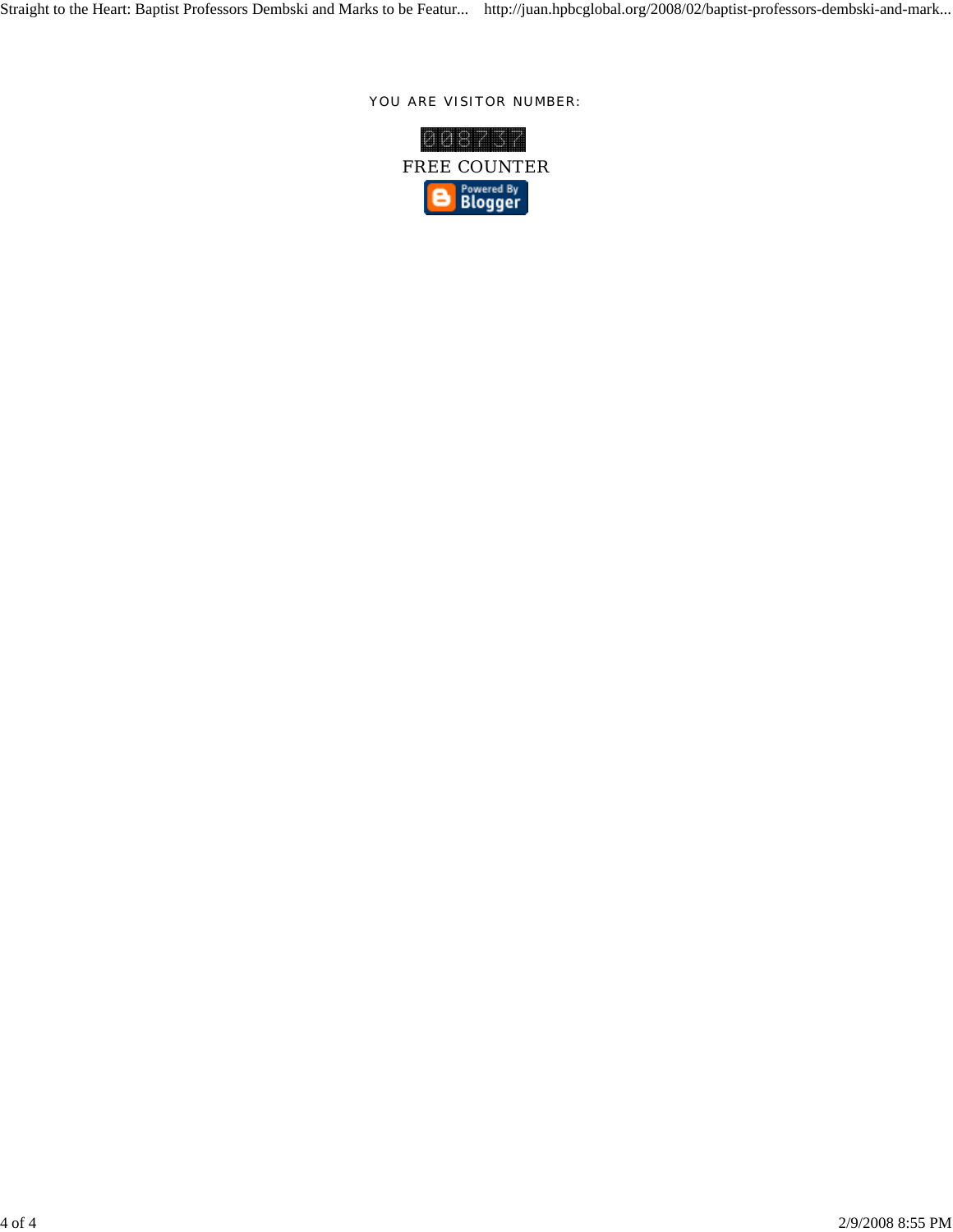YOU ARE VISITOR NUMBER:

008737

FREE COUNTER

Powered By Blogger